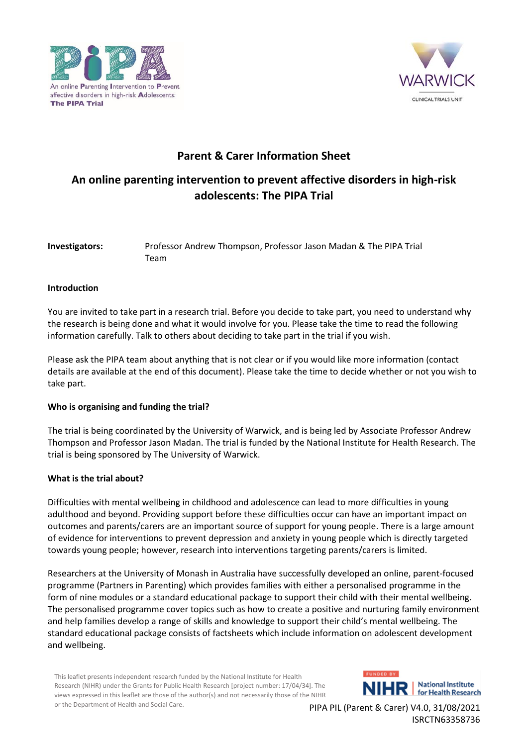An online Parenting Intervention to Prevent affective disorders in high-risk Adolescents: The PIPA Trial

WARWICK CLINICAL TRIALS UNIT

# Parent & Carer Information Sheet

## An online parenting intervention to prevent affective disorders in high-risk adolescents: The PIPA Trial

**Investigators:** Professor Andrew Thompson, Professor Jason Madan & The PIPA Trial Team

### Introduction

You are invited to take part in a research trial. Before you decide to take part, you need to understand why the research is being done and what it would involve for you. Please take the time to read the following information carefully. Talk to others about deciding to take part in the trial if you wish.

Please ask the PIPA team about anything that is not clear or if you would like more information (contact details are available at the end of this document). Please take the time to decide whether or not you wish to take part.

### Who is organising and funding the trial?

The trial is being coordinated by the University of Warwick, and is being led by Associate Professor Andrew Thompson and Professor Jason Madan. The trial is funded by the National Institute for Health Research. The trial is being sponsored by The University of Warwick.

### What is the trial about?

Difficulties with mental wellbeing in childhood and adolescence can lead to more difficulties in young adulthood and beyond. Providing support before these difficulties occur can have an important impact on outcomes and parents/carers are an important source of support for young people. There is a large amount of evidence for interventions to prevent depression and anxiety in young people which is directly targeted towards young people; however, research into interventions targeting parents/carers is limited.

Researchers at the University of Monash in Australia have successfully developed an online, parent-focused programme (Partners in Parenting) which provides families with either a personalised programme in the form of nine modules or a standard educational package to support their child with their mental wellbeing. The personalised programme cover topics such as how to create a positive and nurturing family environment and help families develop a range of skills and knowledge to support their child's mental wellbeing. The standard educational package consists of factsheets which include information on adolescent development and wellbeing.

This leaflet presents independent research funded by the National Institute for Health Research (NIHR) under the Grants for Public Health Research [project number: 17/04/34]. The views expressed in this leaflet are those of the author(s) and not necessarily those of the NIHR or the Department of Health and Social Care.

FUNDED BY NIHR | National Institute for Health Research

PIPA PIL (Parent & Carer) V4.0, 31/08/2021
ISRCTN63358736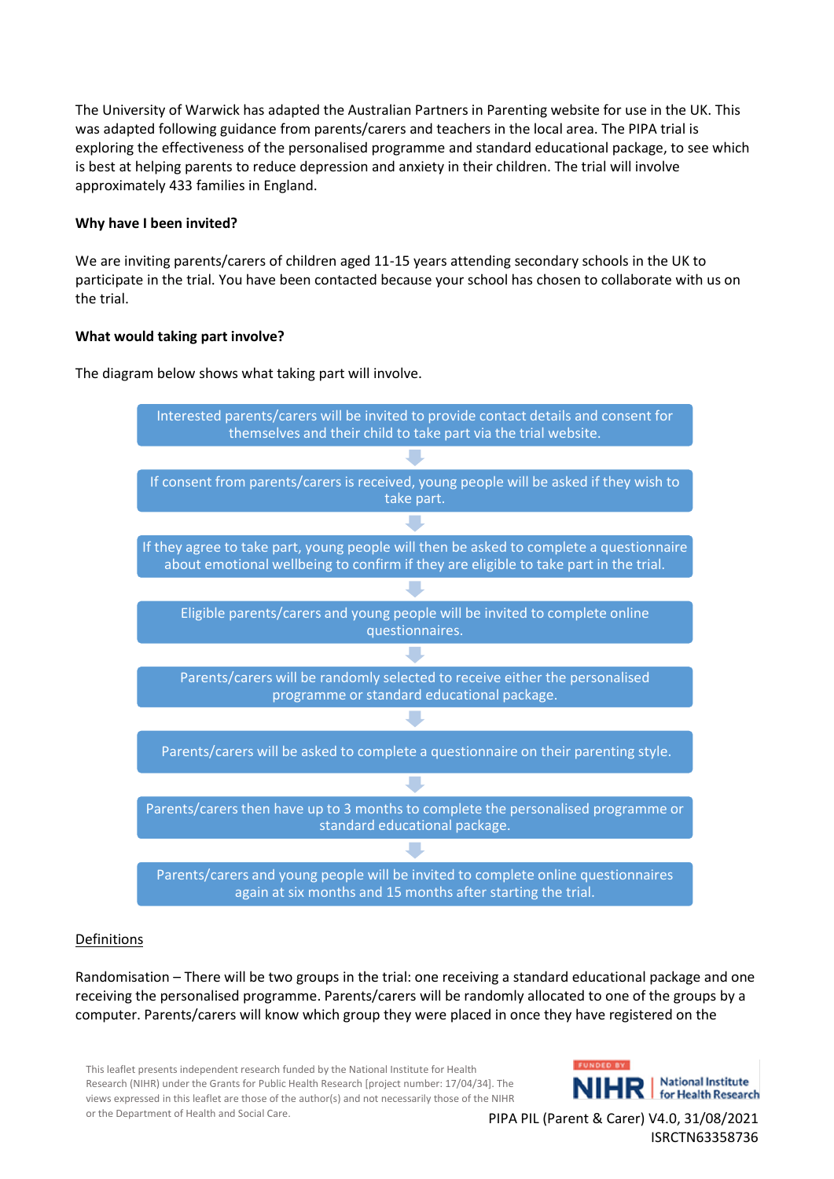The University of Warwick has adapted the Australian Partners in Parenting website for use in the UK. This was adapted following guidance from parents/carers and teachers in the local area. The PIPA trial is exploring the effectiveness of the personalised programme and standard educational package, to see which is best at helping parents to reduce depression and anxiety in their children. The trial will involve approximately 433 families in England.

**Why have I been invited?**

We are inviting parents/carers of children aged 11-15 years attending secondary schools in the UK to participate in the trial. You have been contacted because your school has chosen to collaborate with us on the trial.

**What would taking part involve?**

The diagram below shows what taking part will involve.

1. Interested parents/carers will be invited to provide contact details and consent for themselves and their child to take part via the trial website.
2. If consent from parents/carers is received, young people will be asked if they wish to take part.
3. If they agree to take part, young people will then be asked to complete a questionnaire about emotional wellbeing to confirm if they are eligible to take part in the trial.
4. Eligible parents/carers and young people will be invited to complete online questionnaires.
5. Parents/carers will be randomly selected to receive either the personalised programme or standard educational package.
6. Parents/carers will be asked to complete a questionnaire on their parenting style.
7. Parents/carers then have up to 3 months to complete the personalised programme or standard educational package.
8. Parents/carers and young people will be invited to complete online questionnaires again at six months and 15 months after starting the trial.

Definitions

Randomisation – There will be two groups in the trial: one receiving a standard educational package and one receiving the personalised programme. Parents/carers will be randomly allocated to one of the groups by a computer. Parents/carers will know which group they were placed in once they have registered on the

This leaflet presents independent research funded by the National Institute for Health Research (NIHR) under the Grants for Public Health Research [project number: 17/04/34]. The views expressed in this leaflet are those of the author(s) and not necessarily those of the NIHR or the Department of Health and Social Care.

PIPA PIL (Parent & Carer) V4.0, 31/08/2021
ISRCTN63358736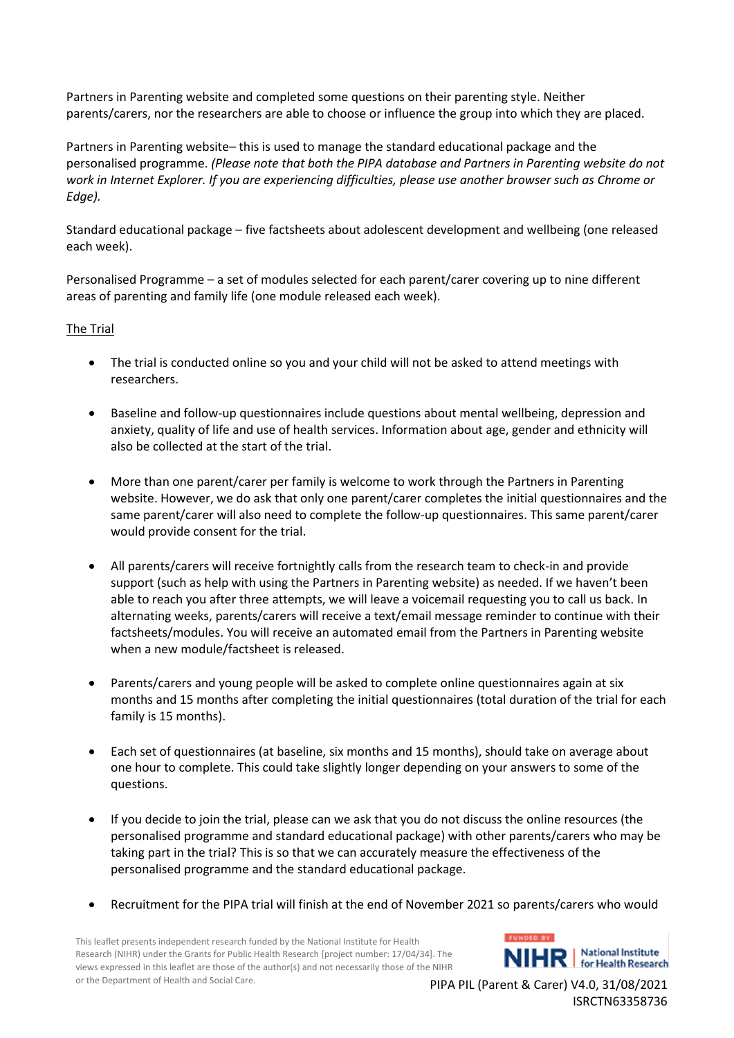Partners in Parenting website and completed some questions on their parenting style. Neither parents/carers, nor the researchers are able to choose or influence the group into which they are placed.

Partners in Parenting website– this is used to manage the standard educational package and the personalised programme. *(Please note that both the PIPA database and Partners in Parenting website do not work in Internet Explorer. If you are experiencing difficulties, please use another browser such as Chrome or Edge).*

Standard educational package – five factsheets about adolescent development and wellbeing (one released each week).

Personalised Programme – a set of modules selected for each parent/carer covering up to nine different areas of parenting and family life (one module released each week).

<u>The Trial</u>

- The trial is conducted online so you and your child will not be asked to attend meetings with researchers.
- Baseline and follow-up questionnaires include questions about mental wellbeing, depression and anxiety, quality of life and use of health services. Information about age, gender and ethnicity will also be collected at the start of the trial.
- More than one parent/carer per family is welcome to work through the Partners in Parenting website. However, we do ask that only one parent/carer completes the initial questionnaires and the same parent/carer will also need to complete the follow-up questionnaires. This same parent/carer would provide consent for the trial.
- All parents/carers will receive fortnightly calls from the research team to check-in and provide support (such as help with using the Partners in Parenting website) as needed. If we haven't been able to reach you after three attempts, we will leave a voicemail requesting you to call us back. In alternating weeks, parents/carers will receive a text/email message reminder to continue with their factsheets/modules. You will receive an automated email from the Partners in Parenting website when a new module/factsheet is released.
- Parents/carers and young people will be asked to complete online questionnaires again at six months and 15 months after completing the initial questionnaires (total duration of the trial for each family is 15 months).
- Each set of questionnaires (at baseline, six months and 15 months), should take on average about one hour to complete. This could take slightly longer depending on your answers to some of the questions.
- If you decide to join the trial, please can we ask that you do not discuss the online resources (the personalised programme and standard educational package) with other parents/carers who may be taking part in the trial? This is so that we can accurately measure the effectiveness of the personalised programme and the standard educational package.
- Recruitment for the PIPA trial will finish at the end of November 2021 so parents/carers who would

This leaflet presents independent research funded by the National Institute for Health Research (NIHR) under the Grants for Public Health Research [project number: 17/04/34]. The views expressed in this leaflet are those of the author(s) and not necessarily those of the NIHR or the Department of Health and Social Care.

PIPA PIL (Parent & Carer) V4.0, 31/08/2021
ISRCTN63358736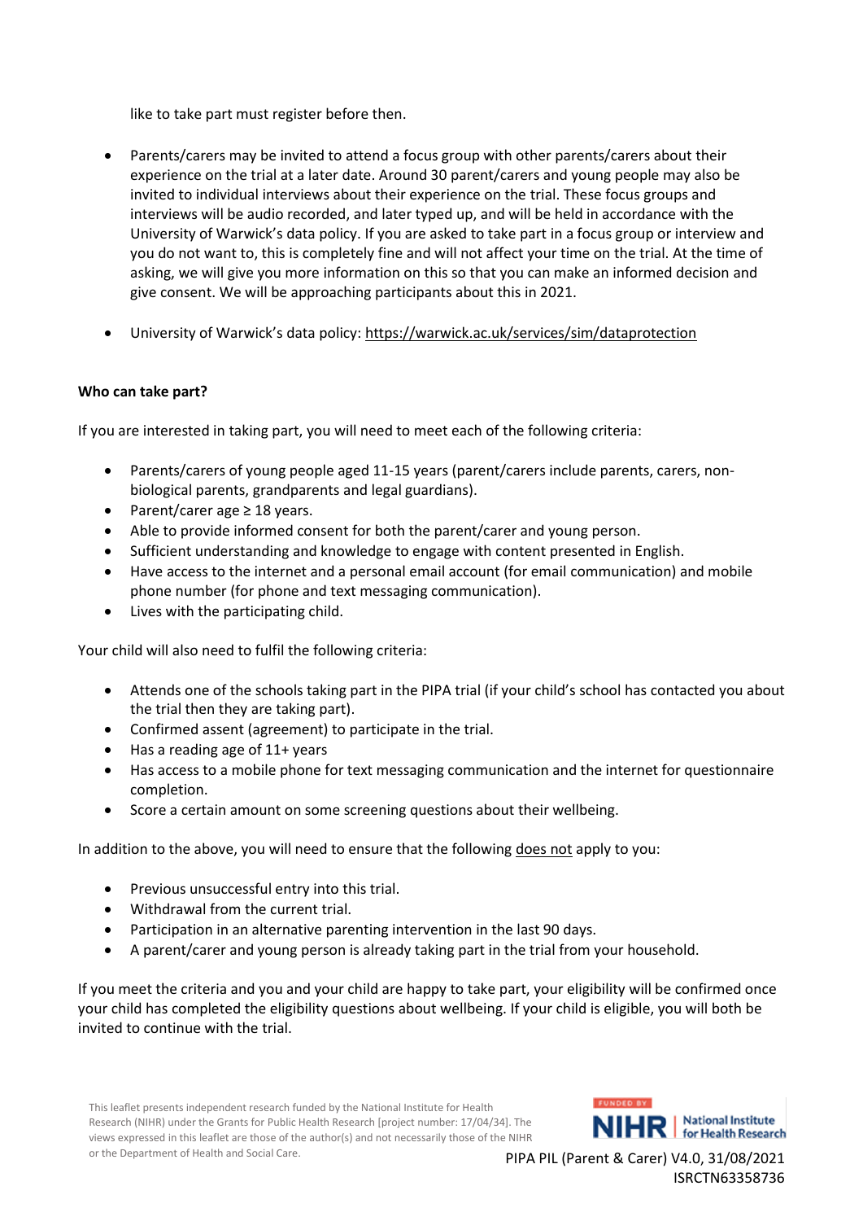like to take part must register before then.

- Parents/carers may be invited to attend a focus group with other parents/carers about their experience on the trial at a later date. Around 30 parent/carers and young people may also be invited to individual interviews about their experience on the trial. These focus groups and interviews will be audio recorded, and later typed up, and will be held in accordance with the University of Warwick's data policy. If you are asked to take part in a focus group or interview and you do not want to, this is completely fine and will not affect your time on the trial. At the time of asking, we will give you more information on this so that you can make an informed decision and give consent. We will be approaching participants about this in 2021.

- University of Warwick's data policy: https://warwick.ac.uk/services/sim/dataprotection

**Who can take part?**

If you are interested in taking part, you will need to meet each of the following criteria:

- Parents/carers of young people aged 11-15 years (parent/carers include parents, carers, non-biological parents, grandparents and legal guardians).
- Parent/carer age ≥ 18 years.
- Able to provide informed consent for both the parent/carer and young person.
- Sufficient understanding and knowledge to engage with content presented in English.
- Have access to the internet and a personal email account (for email communication) and mobile phone number (for phone and text messaging communication).
- Lives with the participating child.

Your child will also need to fulfil the following criteria:

- Attends one of the schools taking part in the PIPA trial (if your child's school has contacted you about the trial then they are taking part).
- Confirmed assent (agreement) to participate in the trial.
- Has a reading age of 11+ years
- Has access to a mobile phone for text messaging communication and the internet for questionnaire completion.
- Score a certain amount on some screening questions about their wellbeing.

In addition to the above, you will need to ensure that the following does not apply to you:

- Previous unsuccessful entry into this trial.
- Withdrawal from the current trial.
- Participation in an alternative parenting intervention in the last 90 days.
- A parent/carer and young person is already taking part in the trial from your household.

If you meet the criteria and you and your child are happy to take part, your eligibility will be confirmed once your child has completed the eligibility questions about wellbeing. If your child is eligible, you will both be invited to continue with the trial.

This leaflet presents independent research funded by the National Institute for Health Research (NIHR) under the Grants for Public Health Research [project number: 17/04/34]. The views expressed in this leaflet are those of the author(s) and not necessarily those of the NIHR or the Department of Health and Social Care.

PIPA PIL (Parent & Carer) V4.0, 31/08/2021
ISRCTN63358736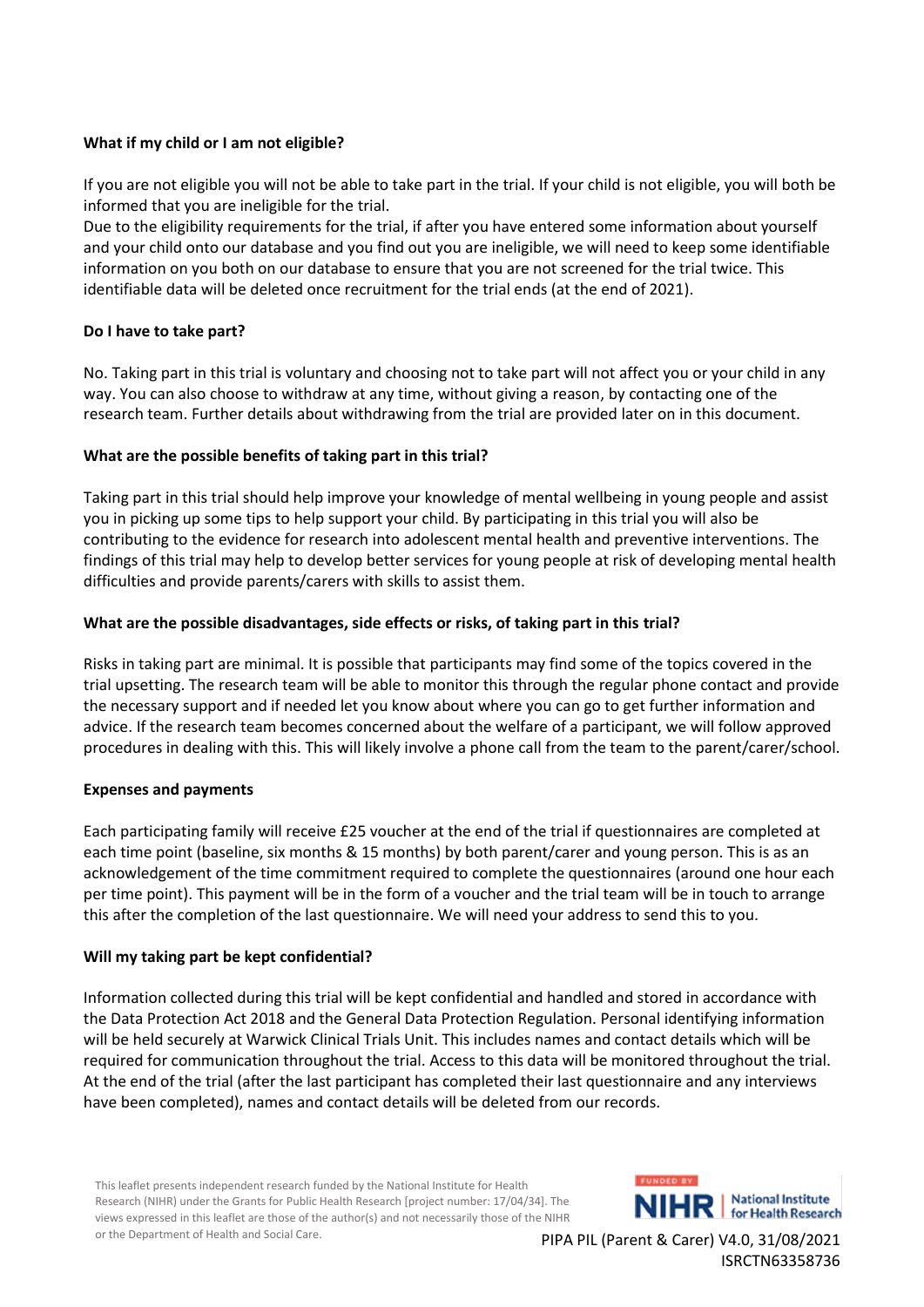**What if my child or I am not eligible?**

If you are not eligible you will not be able to take part in the trial. If your child is not eligible, you will both be informed that you are ineligible for the trial.
Due to the eligibility requirements for the trial, if after you have entered some information about yourself and your child onto our database and you find out you are ineligible, we will need to keep some identifiable information on you both on our database to ensure that you are not screened for the trial twice. This identifiable data will be deleted once recruitment for the trial ends (at the end of 2021).

**Do I have to take part?**

No. Taking part in this trial is voluntary and choosing not to take part will not affect you or your child in any way. You can also choose to withdraw at any time, without giving a reason, by contacting one of the research team. Further details about withdrawing from the trial are provided later on in this document.

**What are the possible benefits of taking part in this trial?**

Taking part in this trial should help improve your knowledge of mental wellbeing in young people and assist you in picking up some tips to help support your child. By participating in this trial you will also be contributing to the evidence for research into adolescent mental health and preventive interventions. The findings of this trial may help to develop better services for young people at risk of developing mental health difficulties and provide parents/carers with skills to assist them.

**What are the possible disadvantages, side effects or risks, of taking part in this trial?**

Risks in taking part are minimal. It is possible that participants may find some of the topics covered in the trial upsetting. The research team will be able to monitor this through the regular phone contact and provide the necessary support and if needed let you know about where you can go to get further information and advice. If the research team becomes concerned about the welfare of a participant, we will follow approved procedures in dealing with this. This will likely involve a phone call from the team to the parent/carer/school.

**Expenses and payments**

Each participating family will receive £25 voucher at the end of the trial if questionnaires are completed at each time point (baseline, six months & 15 months) by both parent/carer and young person. This is as an acknowledgement of the time commitment required to complete the questionnaires (around one hour each per time point). This payment will be in the form of a voucher and the trial team will be in touch to arrange this after the completion of the last questionnaire. We will need your address to send this to you.

**Will my taking part be kept confidential?**

Information collected during this trial will be kept confidential and handled and stored in accordance with the Data Protection Act 2018 and the General Data Protection Regulation. Personal identifying information will be held securely at Warwick Clinical Trials Unit. This includes names and contact details which will be required for communication throughout the trial. Access to this data will be monitored throughout the trial. At the end of the trial (after the last participant has completed their last questionnaire and any interviews have been completed), names and contact details will be deleted from our records.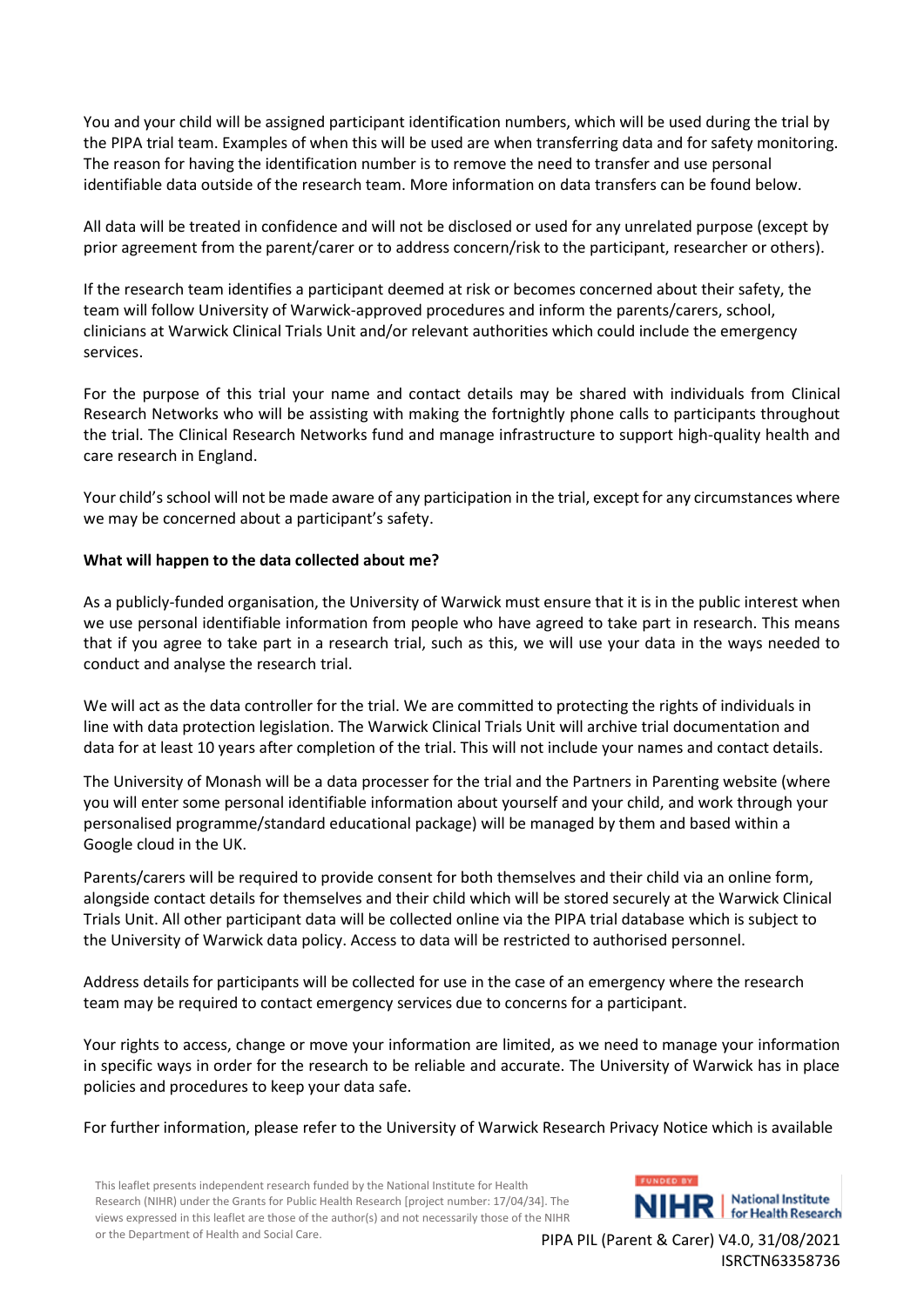You and your child will be assigned participant identification numbers, which will be used during the trial by the PIPA trial team. Examples of when this will be used are when transferring data and for safety monitoring. The reason for having the identification number is to remove the need to transfer and use personal identifiable data outside of the research team. More information on data transfers can be found below.

All data will be treated in confidence and will not be disclosed or used for any unrelated purpose (except by prior agreement from the parent/carer or to address concern/risk to the participant, researcher or others).

If the research team identifies a participant deemed at risk or becomes concerned about their safety, the team will follow University of Warwick-approved procedures and inform the parents/carers, school, clinicians at Warwick Clinical Trials Unit and/or relevant authorities which could include the emergency services.

For the purpose of this trial your name and contact details may be shared with individuals from Clinical Research Networks who will be assisting with making the fortnightly phone calls to participants throughout the trial. The Clinical Research Networks fund and manage infrastructure to support high-quality health and care research in England.

Your child's school will not be made aware of any participation in the trial, except for any circumstances where we may be concerned about a participant's safety.

**What will happen to the data collected about me?**

As a publicly-funded organisation, the University of Warwick must ensure that it is in the public interest when we use personal identifiable information from people who have agreed to take part in research. This means that if you agree to take part in a research trial, such as this, we will use your data in the ways needed to conduct and analyse the research trial.

We will act as the data controller for the trial. We are committed to protecting the rights of individuals in line with data protection legislation. The Warwick Clinical Trials Unit will archive trial documentation and data for at least 10 years after completion of the trial. This will not include your names and contact details.

The University of Monash will be a data processer for the trial and the Partners in Parenting website (where you will enter some personal identifiable information about yourself and your child, and work through your personalised programme/standard educational package) will be managed by them and based within a Google cloud in the UK.

Parents/carers will be required to provide consent for both themselves and their child via an online form, alongside contact details for themselves and their child which will be stored securely at the Warwick Clinical Trials Unit. All other participant data will be collected online via the PIPA trial database which is subject to the University of Warwick data policy. Access to data will be restricted to authorised personnel.

Address details for participants will be collected for use in the case of an emergency where the research team may be required to contact emergency services due to concerns for a participant.

Your rights to access, change or move your information are limited, as we need to manage your information in specific ways in order for the research to be reliable and accurate. The University of Warwick has in place policies and procedures to keep your data safe.

For further information, please refer to the University of Warwick Research Privacy Notice which is available

This leaflet presents independent research funded by the National Institute for Health Research (NIHR) under the Grants for Public Health Research [project number: 17/04/34]. The views expressed in this leaflet are those of the author(s) and not necessarily those of the NIHR or the Department of Health and Social Care.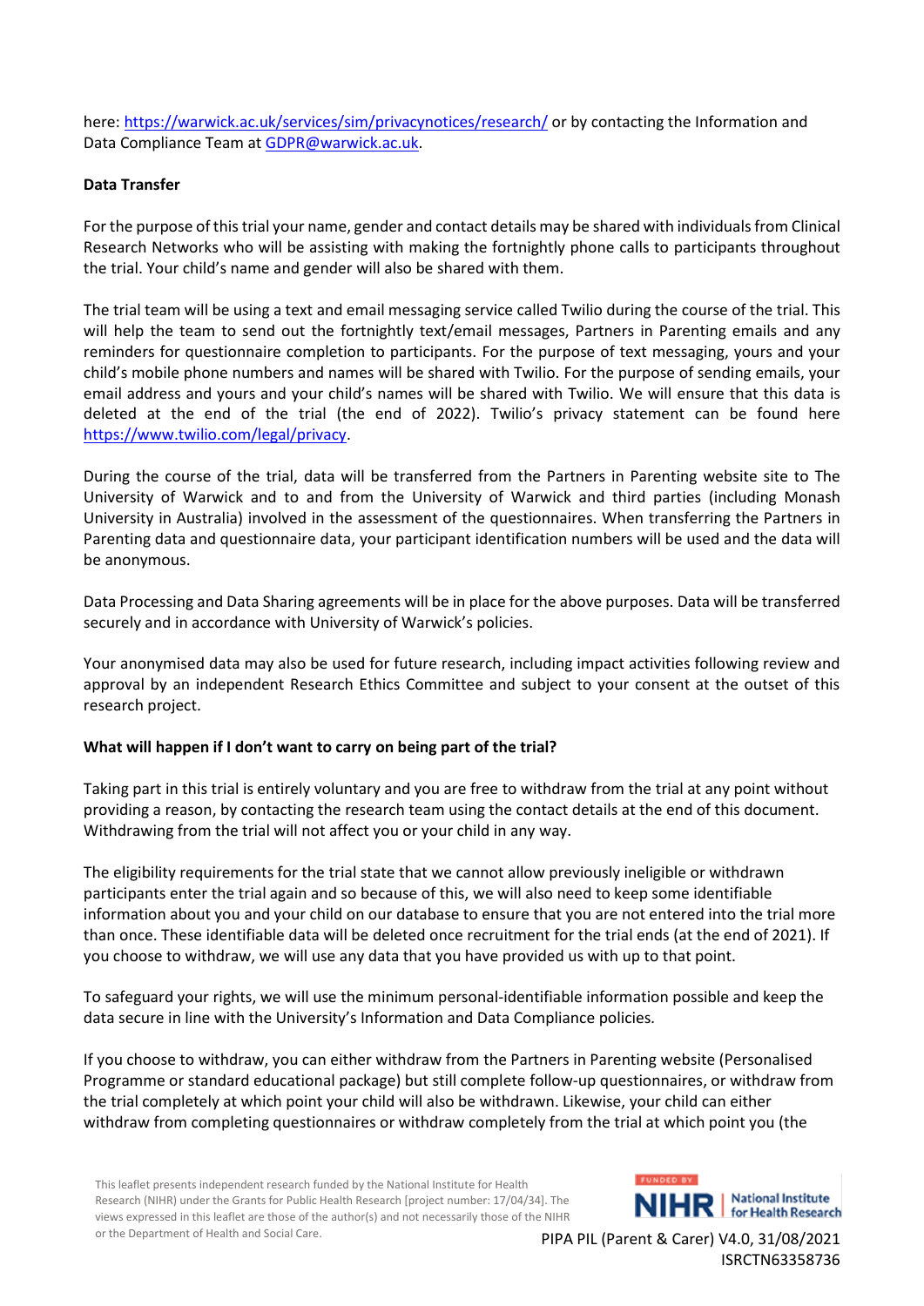here: https://warwick.ac.uk/services/sim/privacynotices/research/ or by contacting the Information and Data Compliance Team at GDPR@warwick.ac.uk.

**Data Transfer**

For the purpose of this trial your name, gender and contact details may be shared with individuals from Clinical Research Networks who will be assisting with making the fortnightly phone calls to participants throughout the trial. Your child's name and gender will also be shared with them.

The trial team will be using a text and email messaging service called Twilio during the course of the trial. This will help the team to send out the fortnightly text/email messages, Partners in Parenting emails and any reminders for questionnaire completion to participants. For the purpose of text messaging, yours and your child's mobile phone numbers and names will be shared with Twilio. For the purpose of sending emails, your email address and yours and your child's names will be shared with Twilio. We will ensure that this data is deleted at the end of the trial (the end of 2022). Twilio's privacy statement can be found here https://www.twilio.com/legal/privacy.

During the course of the trial, data will be transferred from the Partners in Parenting website site to The University of Warwick and to and from the University of Warwick and third parties (including Monash University in Australia) involved in the assessment of the questionnaires. When transferring the Partners in Parenting data and questionnaire data, your participant identification numbers will be used and the data will be anonymous.

Data Processing and Data Sharing agreements will be in place for the above purposes. Data will be transferred securely and in accordance with University of Warwick's policies.

Your anonymised data may also be used for future research, including impact activities following review and approval by an independent Research Ethics Committee and subject to your consent at the outset of this research project.

**What will happen if I don't want to carry on being part of the trial?**

Taking part in this trial is entirely voluntary and you are free to withdraw from the trial at any point without providing a reason, by contacting the research team using the contact details at the end of this document. Withdrawing from the trial will not affect you or your child in any way.

The eligibility requirements for the trial state that we cannot allow previously ineligible or withdrawn participants enter the trial again and so because of this, we will also need to keep some identifiable information about you and your child on our database to ensure that you are not entered into the trial more than once. These identifiable data will be deleted once recruitment for the trial ends (at the end of 2021). If you choose to withdraw, we will use any data that you have provided us with up to that point.

To safeguard your rights, we will use the minimum personal-identifiable information possible and keep the data secure in line with the University's Information and Data Compliance policies.

If you choose to withdraw, you can either withdraw from the Partners in Parenting website (Personalised Programme or standard educational package) but still complete follow-up questionnaires, or withdraw from the trial completely at which point your child will also be withdrawn. Likewise, your child can either withdraw from completing questionnaires or withdraw completely from the trial at which point you (the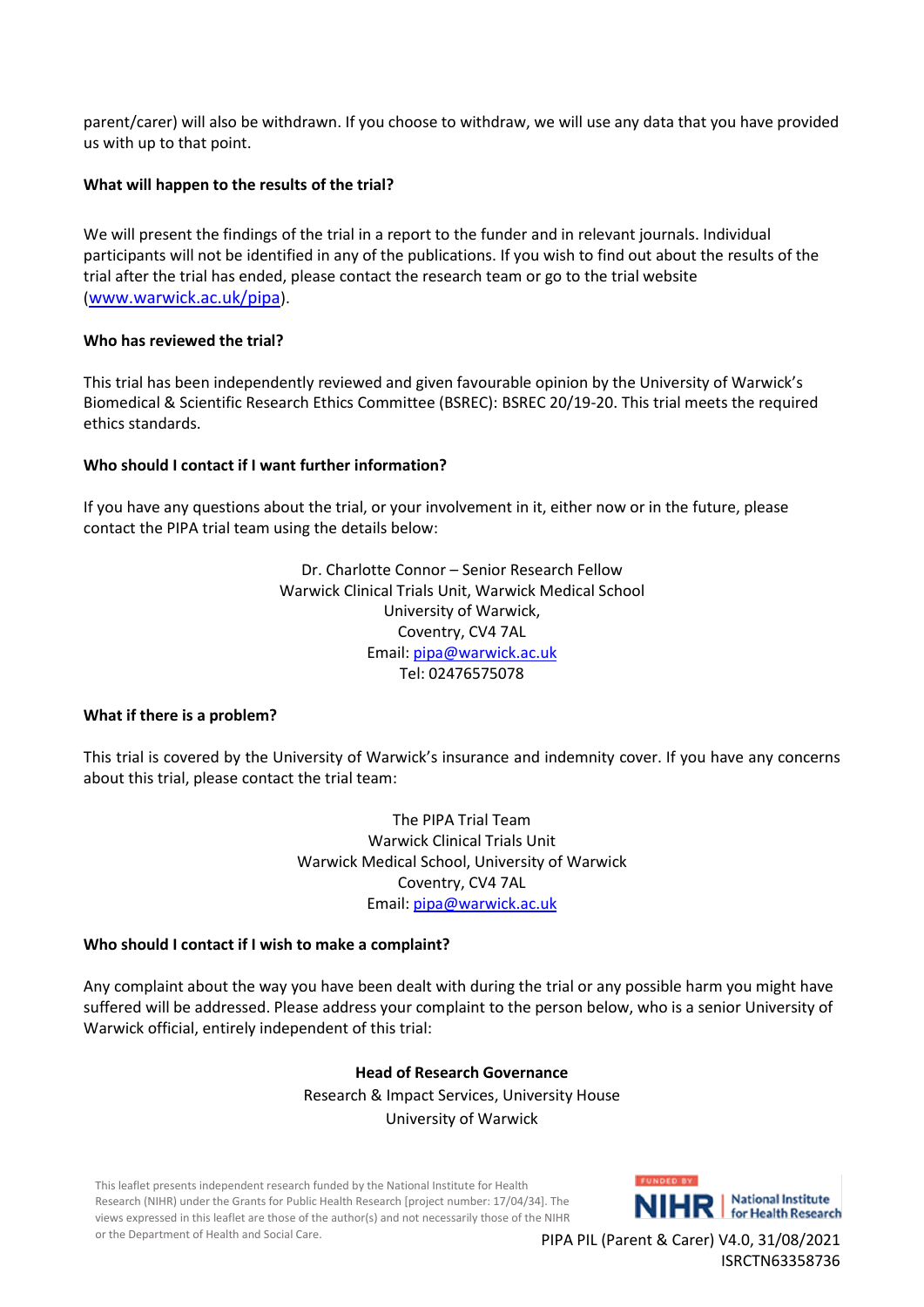parent/carer) will also be withdrawn. If you choose to withdraw, we will use any data that you have provided us with up to that point.

**What will happen to the results of the trial?**

We will present the findings of the trial in a report to the funder and in relevant journals. Individual participants will not be identified in any of the publications. If you wish to find out about the results of the trial after the trial has ended, please contact the research team or go to the trial website (www.warwick.ac.uk/pipa).

**Who has reviewed the trial?**

This trial has been independently reviewed and given favourable opinion by the University of Warwick's Biomedical & Scientific Research Ethics Committee (BSREC): BSREC 20/19-20. This trial meets the required ethics standards.

**Who should I contact if I want further information?**

If you have any questions about the trial, or your involvement in it, either now or in the future, please contact the PIPA trial team using the details below:

Dr. Charlotte Connor – Senior Research Fellow
Warwick Clinical Trials Unit, Warwick Medical School
University of Warwick,
Coventry, CV4 7AL
Email: pipa@warwick.ac.uk
Tel: 02476575078

**What if there is a problem?**

This trial is covered by the University of Warwick's insurance and indemnity cover. If you have any concerns about this trial, please contact the trial team:

The PIPA Trial Team
Warwick Clinical Trials Unit
Warwick Medical School, University of Warwick
Coventry, CV4 7AL
Email: pipa@warwick.ac.uk

**Who should I contact if I wish to make a complaint?**

Any complaint about the way you have been dealt with during the trial or any possible harm you might have suffered will be addressed. Please address your complaint to the person below, who is a senior University of Warwick official, entirely independent of this trial:

**Head of Research Governance**
Research & Impact Services, University House
University of Warwick

This leaflet presents independent research funded by the National Institute for Health Research (NIHR) under the Grants for Public Health Research [project number: 17/04/34]. The views expressed in this leaflet are those of the author(s) and not necessarily those of the NIHR or the Department of Health and Social Care.

FUNDED BY NIHR | National Institute for Health Research

PIPA PIL (Parent & Carer) V4.0, 31/08/2021
ISRCTN63358736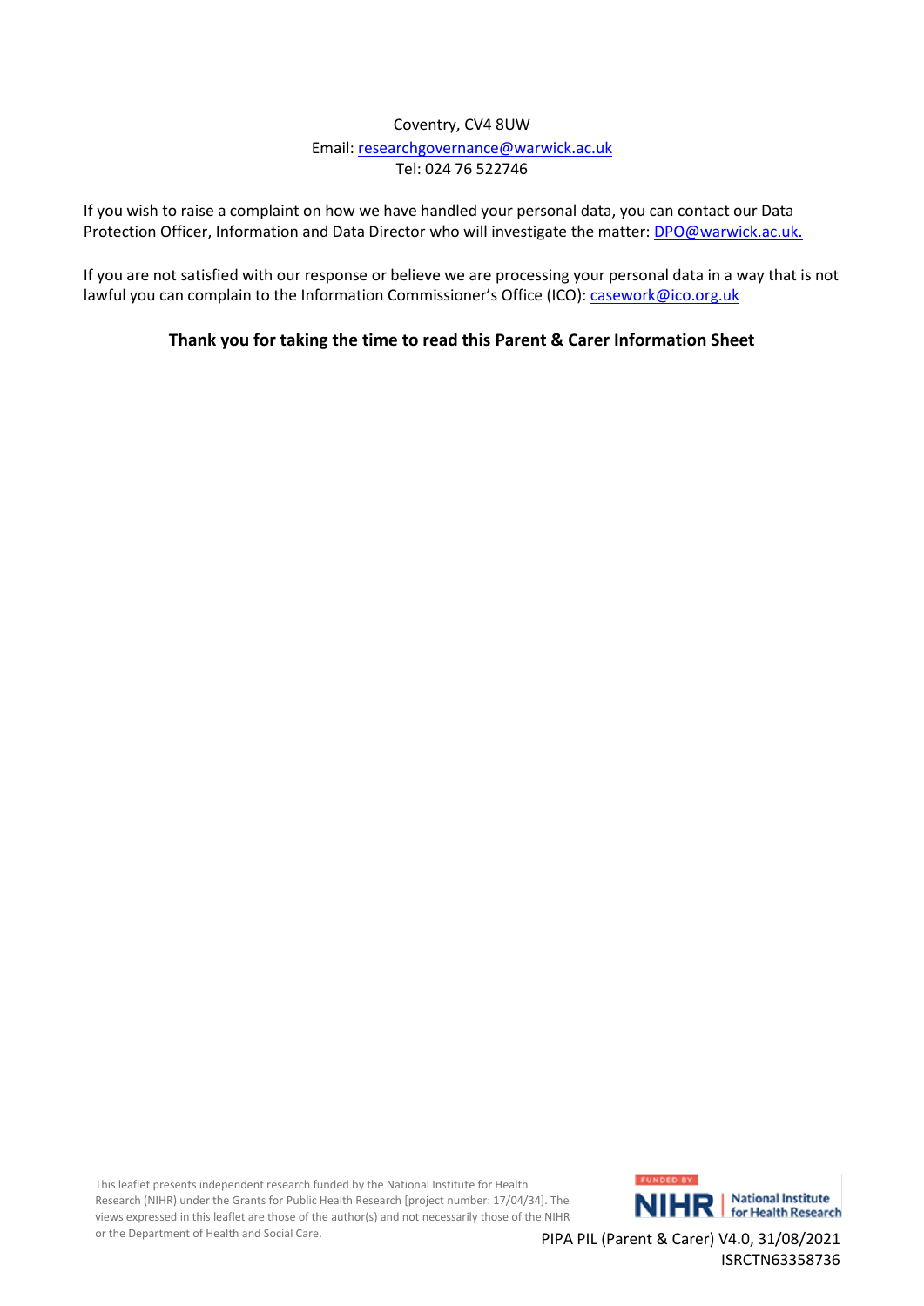Coventry, CV4 8UW
Email: researchgovernance@warwick.ac.uk
Tel: 024 76 522746

If you wish to raise a complaint on how we have handled your personal data, you can contact our Data Protection Officer, Information and Data Director who will investigate the matter: DPO@warwick.ac.uk.

If you are not satisfied with our response or believe we are processing your personal data in a way that is not lawful you can complain to the Information Commissioner's Office (ICO): casework@ico.org.uk

**Thank you for taking the time to read this Parent & Carer Information Sheet**

This leaflet presents independent research funded by the National Institute for Health Research (NIHR) under the Grants for Public Health Research [project number: 17/04/34]. The views expressed in this leaflet are those of the author(s) and not necessarily those of the NIHR or the Department of Health and Social Care.

FUNDED BY NIHR | National Institute for Health Research

PIPA PIL (Parent & Carer) V4.0, 31/08/2021
ISRCTN63358736